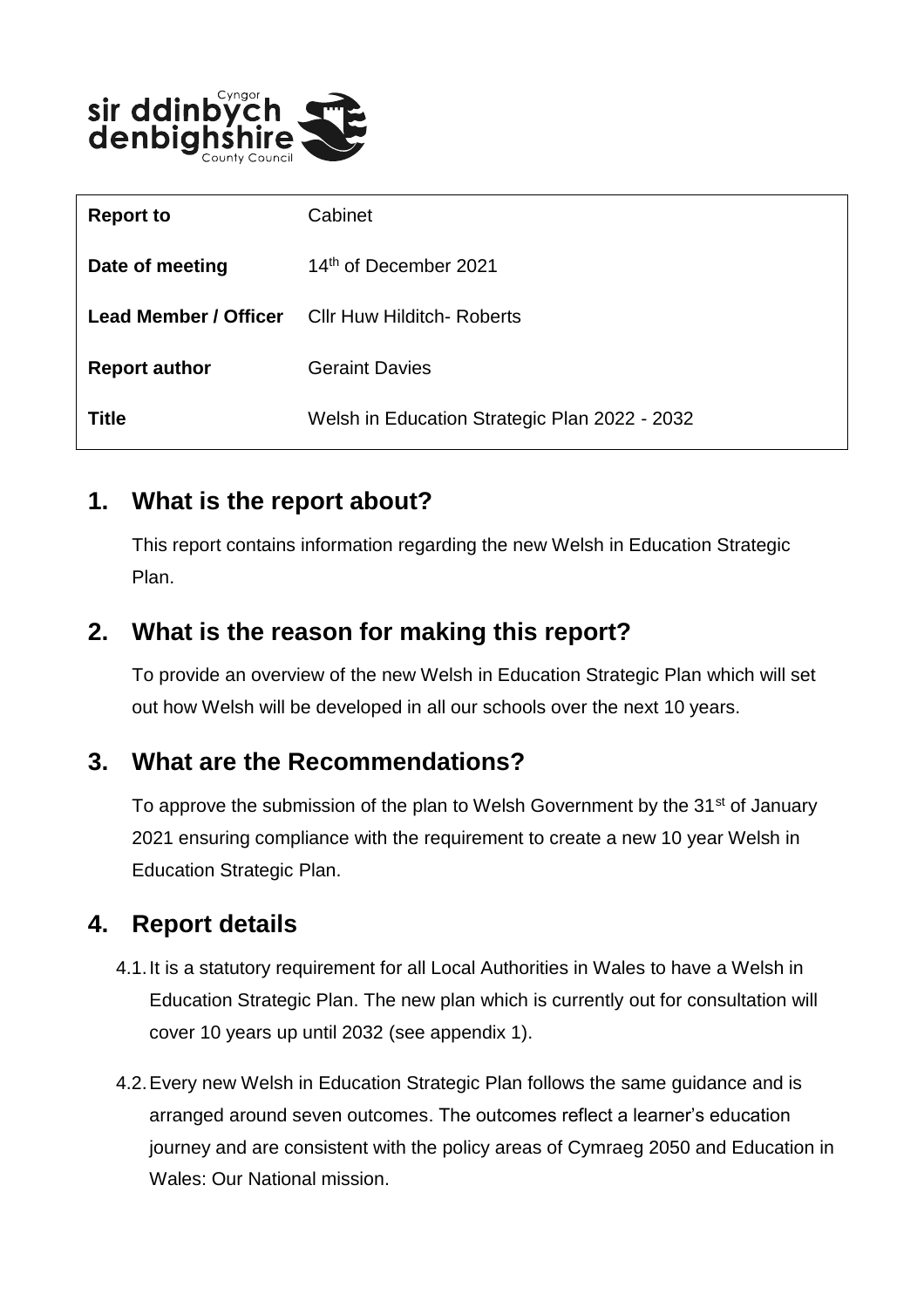sir ddinbych Cyngor denbighshire County Council

| Report to | Cabinet |
| --- | --- |
| Date of meeting | 14th of December 2021 |
| Lead Member / Officer | Cllr Huw Hilditch- Roberts |
| Report author | Geraint Davies |
| Title | Welsh in Education Strategic Plan 2022 - 2032 |

## 1. What is the report about?

This report contains information regarding the new Welsh in Education Strategic Plan.

## 2. What is the reason for making this report?

To provide an overview of the new Welsh in Education Strategic Plan which will set out how Welsh will be developed in all our schools over the next 10 years.

## 3. What are the Recommendations?

To approve the submission of the plan to Welsh Government by the 31st of January 2021 ensuring compliance with the requirement to create a new 10 year Welsh in Education Strategic Plan.

## 4. Report details

4.1. It is a statutory requirement for all Local Authorities in Wales to have a Welsh in Education Strategic Plan. The new plan which is currently out for consultation will cover 10 years up until 2032 (see appendix 1).

4.2. Every new Welsh in Education Strategic Plan follows the same guidance and is arranged around seven outcomes. The outcomes reflect a learner's education journey and are consistent with the policy areas of Cymraeg 2050 and Education in Wales: Our National mission.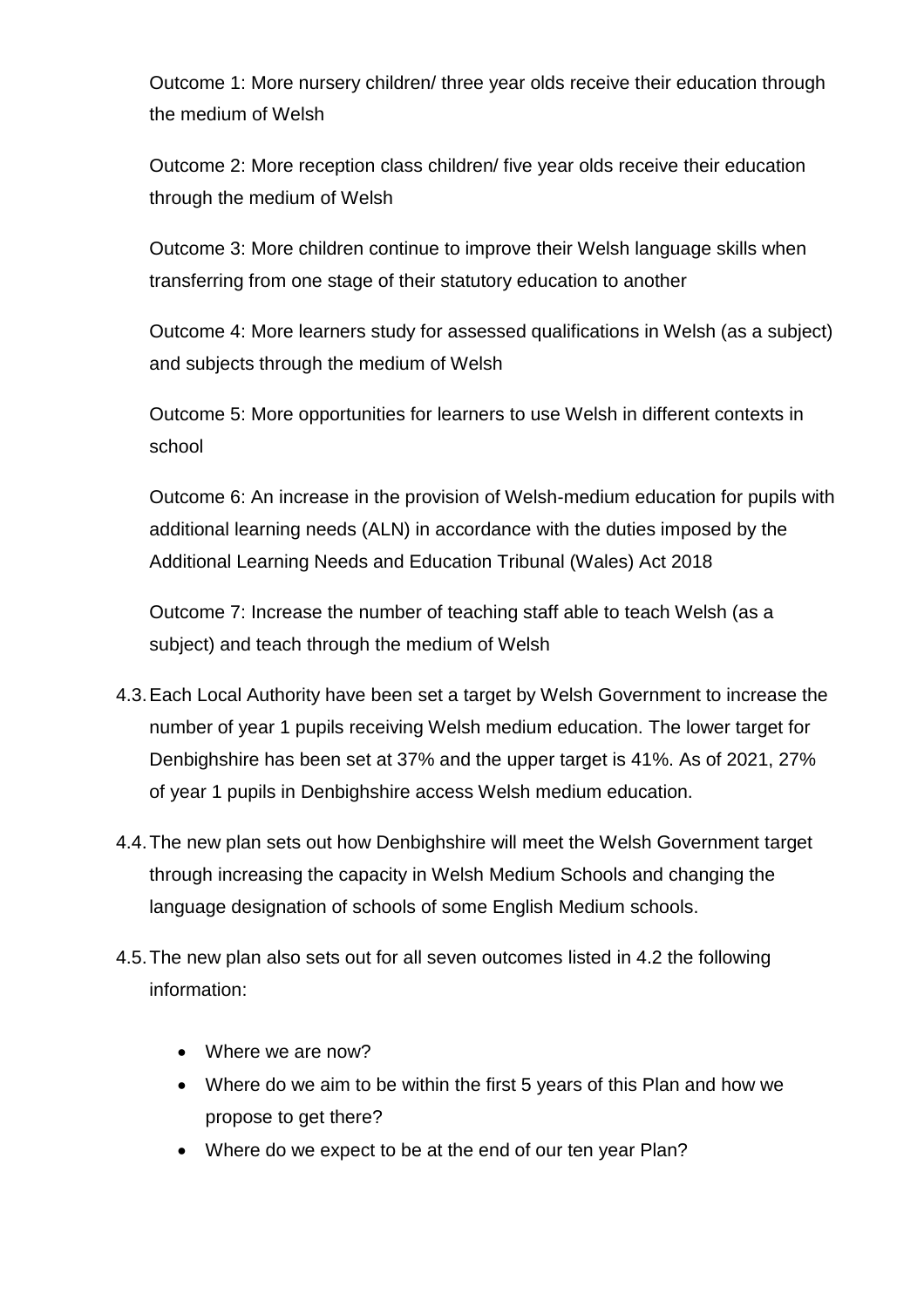Outcome 1: More nursery children/ three year olds receive their education through the medium of Welsh

Outcome 2: More reception class children/ five year olds receive their education through the medium of Welsh

Outcome 3: More children continue to improve their Welsh language skills when transferring from one stage of their statutory education to another

Outcome 4: More learners study for assessed qualifications in Welsh (as a subject) and subjects through the medium of Welsh

Outcome 5: More opportunities for learners to use Welsh in different contexts in school

Outcome 6: An increase in the provision of Welsh-medium education for pupils with additional learning needs (ALN) in accordance with the duties imposed by the Additional Learning Needs and Education Tribunal (Wales) Act 2018

Outcome 7: Increase the number of teaching staff able to teach Welsh (as a subject) and teach through the medium of Welsh

4.3. Each Local Authority have been set a target by Welsh Government to increase the number of year 1 pupils receiving Welsh medium education. The lower target for Denbighshire has been set at 37% and the upper target is 41%. As of 2021, 27% of year 1 pupils in Denbighshire access Welsh medium education.

4.4. The new plan sets out how Denbighshire will meet the Welsh Government target through increasing the capacity in Welsh Medium Schools and changing the language designation of schools of some English Medium schools.

4.5. The new plan also sets out for all seven outcomes listed in 4.2 the following information:

- Where we are now?
- Where do we aim to be within the first 5 years of this Plan and how we propose to get there?
- Where do we expect to be at the end of our ten year Plan?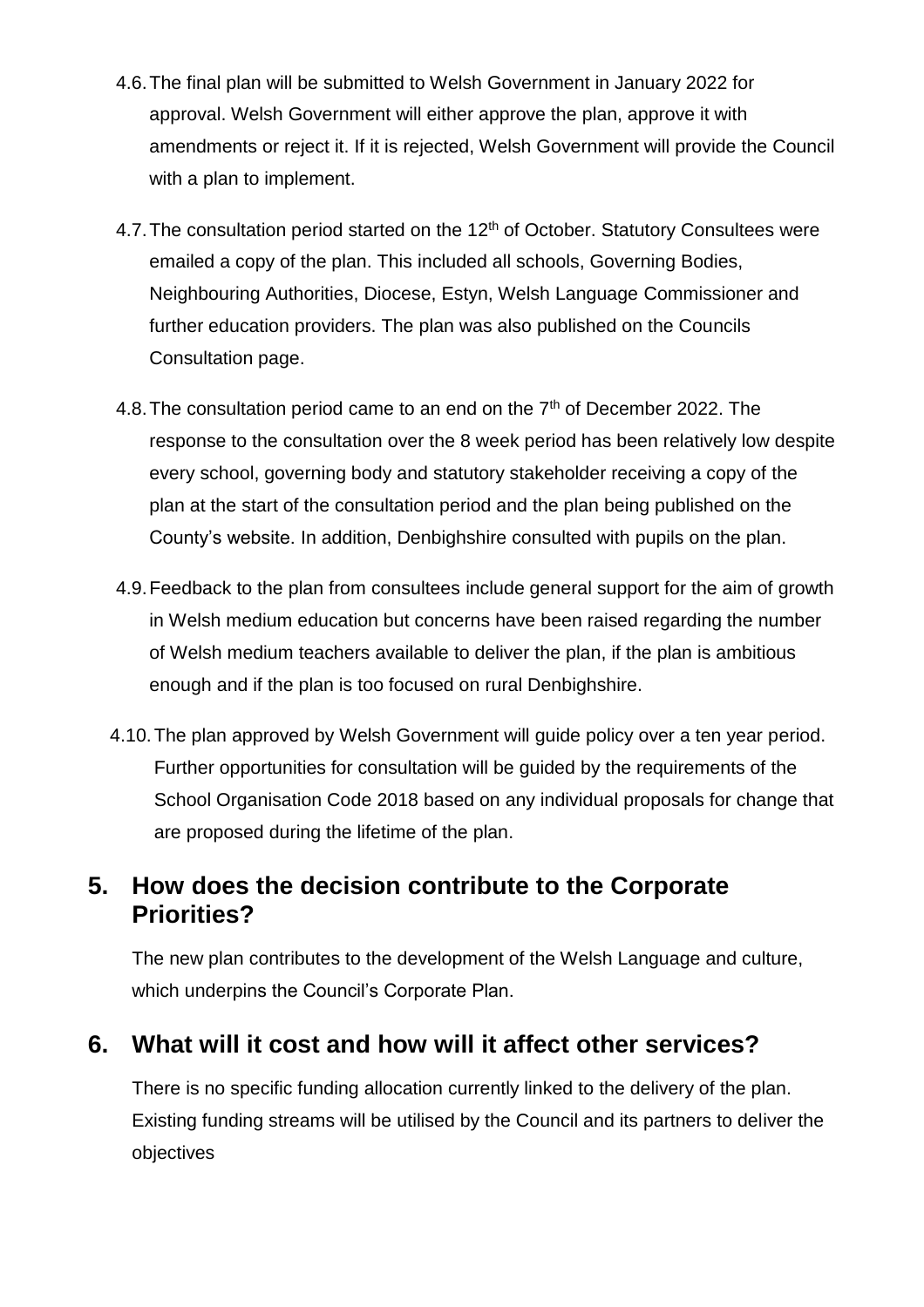4.6. The final plan will be submitted to Welsh Government in January 2022 for approval. Welsh Government will either approve the plan, approve it with amendments or reject it. If it is rejected, Welsh Government will provide the Council with a plan to implement.

4.7. The consultation period started on the 12th of October. Statutory Consultees were emailed a copy of the plan. This included all schools, Governing Bodies, Neighbouring Authorities, Diocese, Estyn, Welsh Language Commissioner and further education providers. The plan was also published on the Councils Consultation page.

4.8. The consultation period came to an end on the 7th of December 2022. The response to the consultation over the 8 week period has been relatively low despite every school, governing body and statutory stakeholder receiving a copy of the plan at the start of the consultation period and the plan being published on the County's website. In addition, Denbighshire consulted with pupils on the plan.

4.9. Feedback to the plan from consultees include general support for the aim of growth in Welsh medium education but concerns have been raised regarding the number of Welsh medium teachers available to deliver the plan, if the plan is ambitious enough and if the plan is too focused on rural Denbighshire.

4.10. The plan approved by Welsh Government will guide policy over a ten year period. Further opportunities for consultation will be guided by the requirements of the School Organisation Code 2018 based on any individual proposals for change that are proposed during the lifetime of the plan.

## 5. How does the decision contribute to the Corporate Priorities?

The new plan contributes to the development of the Welsh Language and culture, which underpins the Council's Corporate Plan.

## 6. What will it cost and how will it affect other services?

There is no specific funding allocation currently linked to the delivery of the plan. Existing funding streams will be utilised by the Council and its partners to deliver the objectives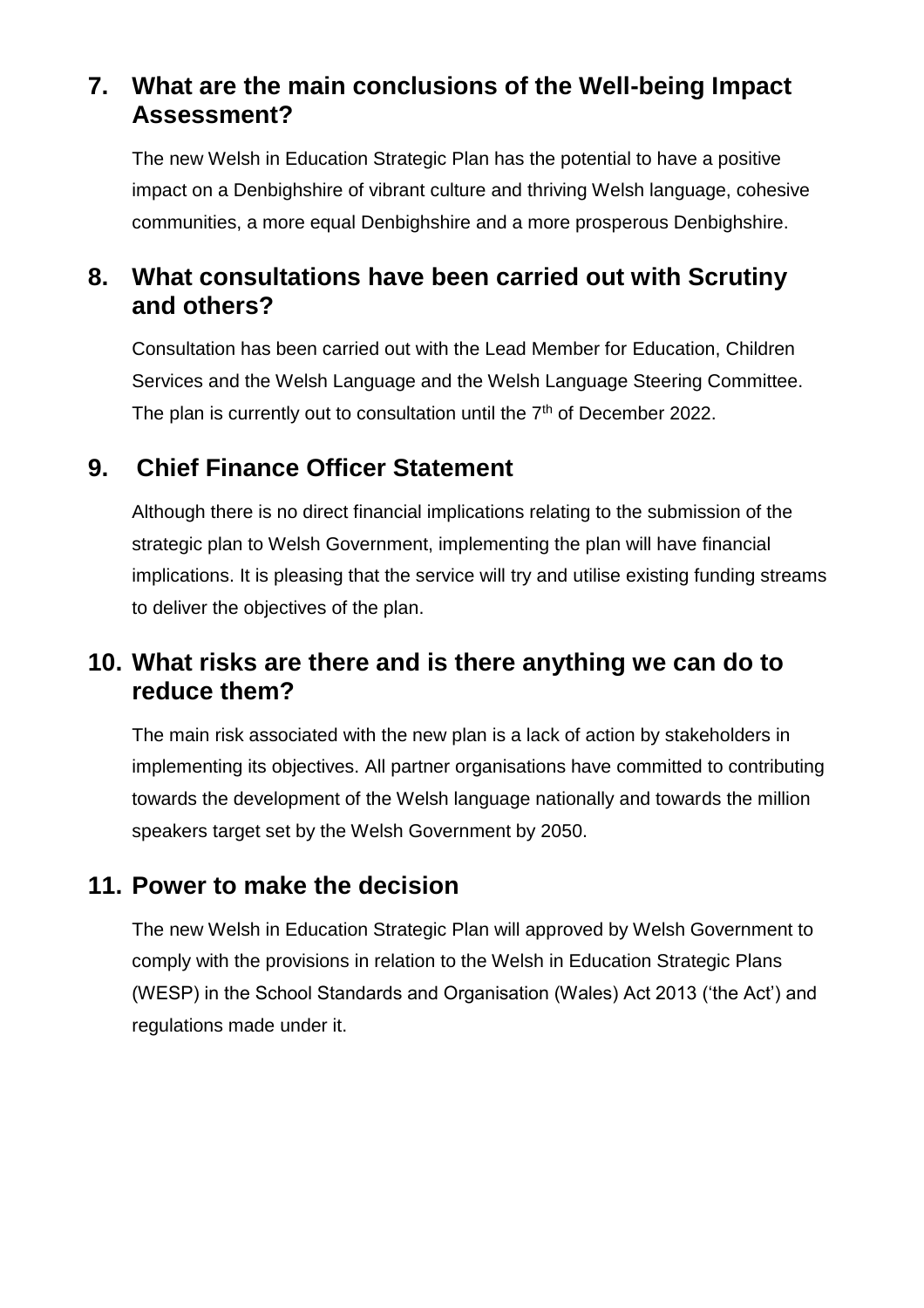## 7. What are the main conclusions of the Well-being Impact Assessment?

The new Welsh in Education Strategic Plan has the potential to have a positive impact on a Denbighshire of vibrant culture and thriving Welsh language, cohesive communities, a more equal Denbighshire and a more prosperous Denbighshire.

## 8. What consultations have been carried out with Scrutiny and others?

Consultation has been carried out with the Lead Member for Education, Children Services and the Welsh Language and the Welsh Language Steering Committee. The plan is currently out to consultation until the 7th of December 2022.

## 9. Chief Finance Officer Statement

Although there is no direct financial implications relating to the submission of the strategic plan to Welsh Government, implementing the plan will have financial implications. It is pleasing that the service will try and utilise existing funding streams to deliver the objectives of the plan.

## 10. What risks are there and is there anything we can do to reduce them?

The main risk associated with the new plan is a lack of action by stakeholders in implementing its objectives. All partner organisations have committed to contributing towards the development of the Welsh language nationally and towards the million speakers target set by the Welsh Government by 2050.

## 11. Power to make the decision

The new Welsh in Education Strategic Plan will approved by Welsh Government to comply with the provisions in relation to the Welsh in Education Strategic Plans (WESP) in the School Standards and Organisation (Wales) Act 2013 ('the Act') and regulations made under it.